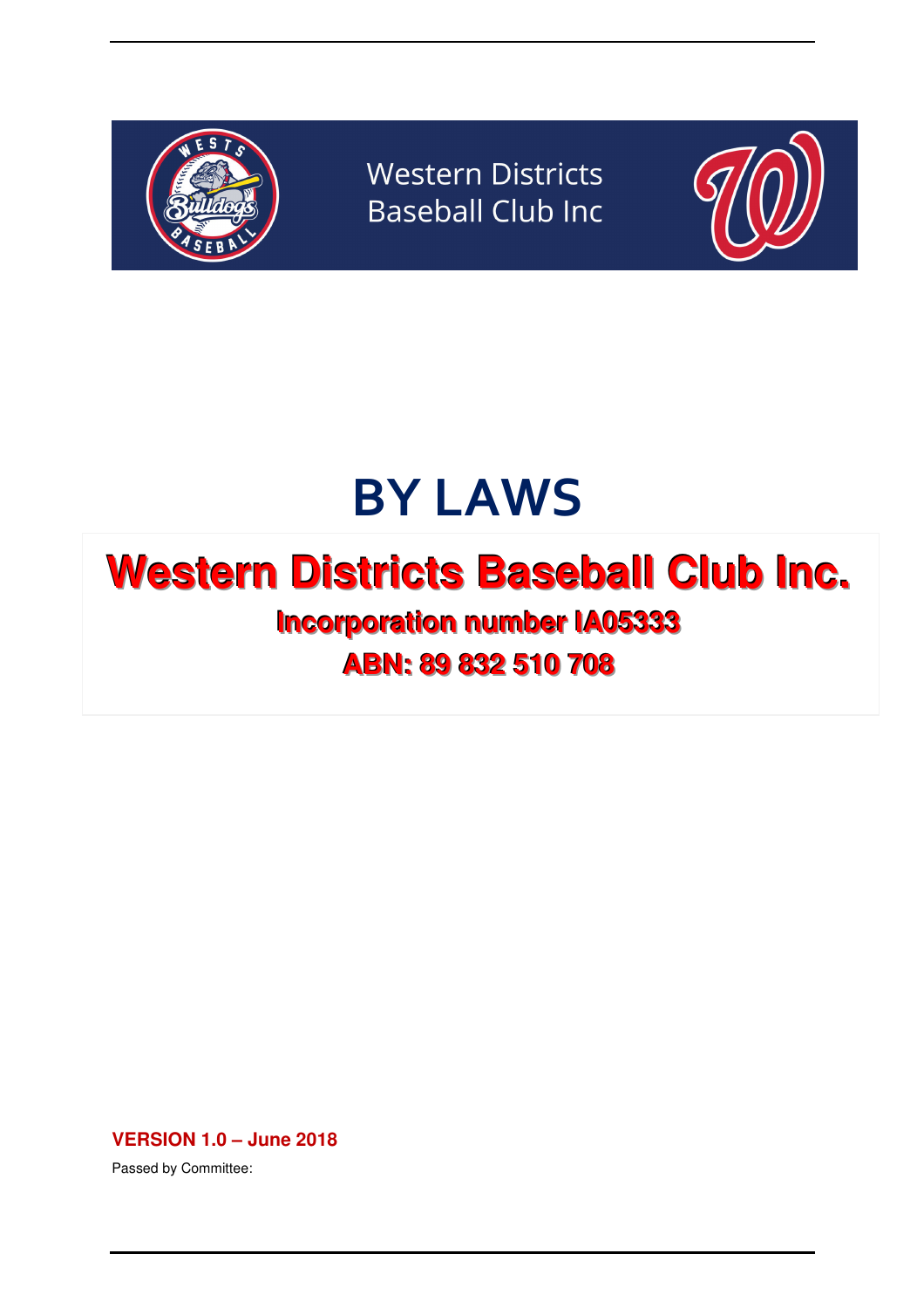Western Districts
Baseball Club Inc

# BY LAWS

## Western Districts Baseball Club Inc.

**Incorporation number IA05333**

**ABN: 89 832 510 708**

**VERSION 1.0 – June 2018**

Passed by Committee: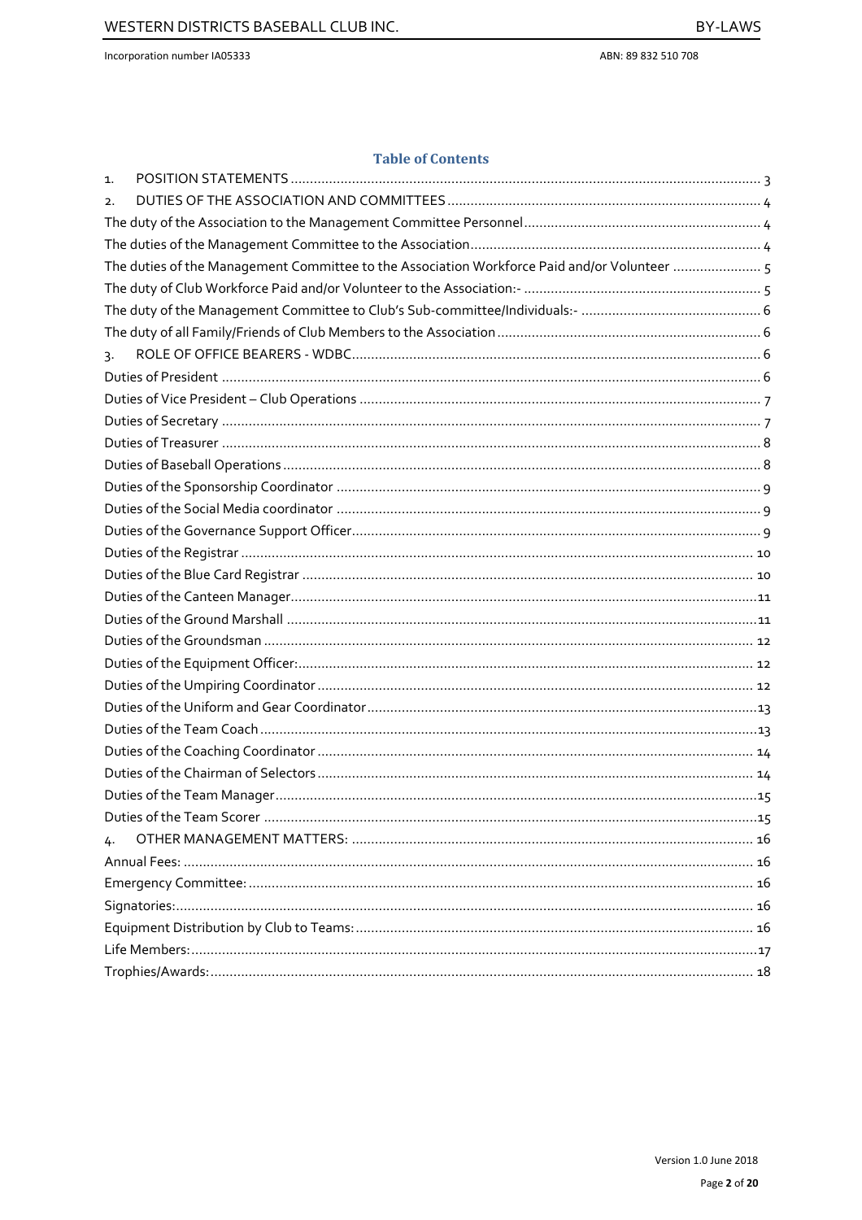## Table of Contents

1. POSITION STATEMENTS ........ 3
2. DUTIES OF THE ASSOCIATION AND COMMITTEES ........ 4

The duty of the Association to the Management Committee Personnel ........ 4
The duties of the Management Committee to the Association ........ 4
The duties of the Management Committee to the Association Workforce Paid and/or Volunteer ........ 5
The duty of Club Workforce Paid and/or Volunteer to the Association:- ........ 5
The duty of the Management Committee to Club's Sub-committee/Individuals:- ........ 6
The duty of all Family/Friends of Club Members to the Association ........ 6

3. ROLE OF OFFICE BEARERS - WDBC ........ 6

Duties of President ........ 6
Duties of Vice President – Club Operations ........ 7
Duties of Secretary ........ 7
Duties of Treasurer ........ 8
Duties of Baseball Operations ........ 8
Duties of the Sponsorship Coordinator ........ 9
Duties of the Social Media coordinator ........ 9
Duties of the Governance Support Officer ........ 9
Duties of the Registrar ........ 10
Duties of the Blue Card Registrar ........ 10
Duties of the Canteen Manager ........ 11
Duties of the Ground Marshall ........ 11
Duties of the Groundsman ........ 12
Duties of the Equipment Officer: ........ 12
Duties of the Umpiring Coordinator ........ 12
Duties of the Uniform and Gear Coordinator ........ 13
Duties of the Team Coach ........ 13
Duties of the Coaching Coordinator ........ 14
Duties of the Chairman of Selectors ........ 14
Duties of the Team Manager ........ 15
Duties of the Team Scorer ........ 15

4. OTHER MANAGEMENT MATTERS: ........ 16

Annual Fees: ........ 16
Emergency Committee: ........ 16
Signatories: ........ 16
Equipment Distribution by Club to Teams: ........ 16
Life Members: ........ 17
Trophies/Awards: ........ 18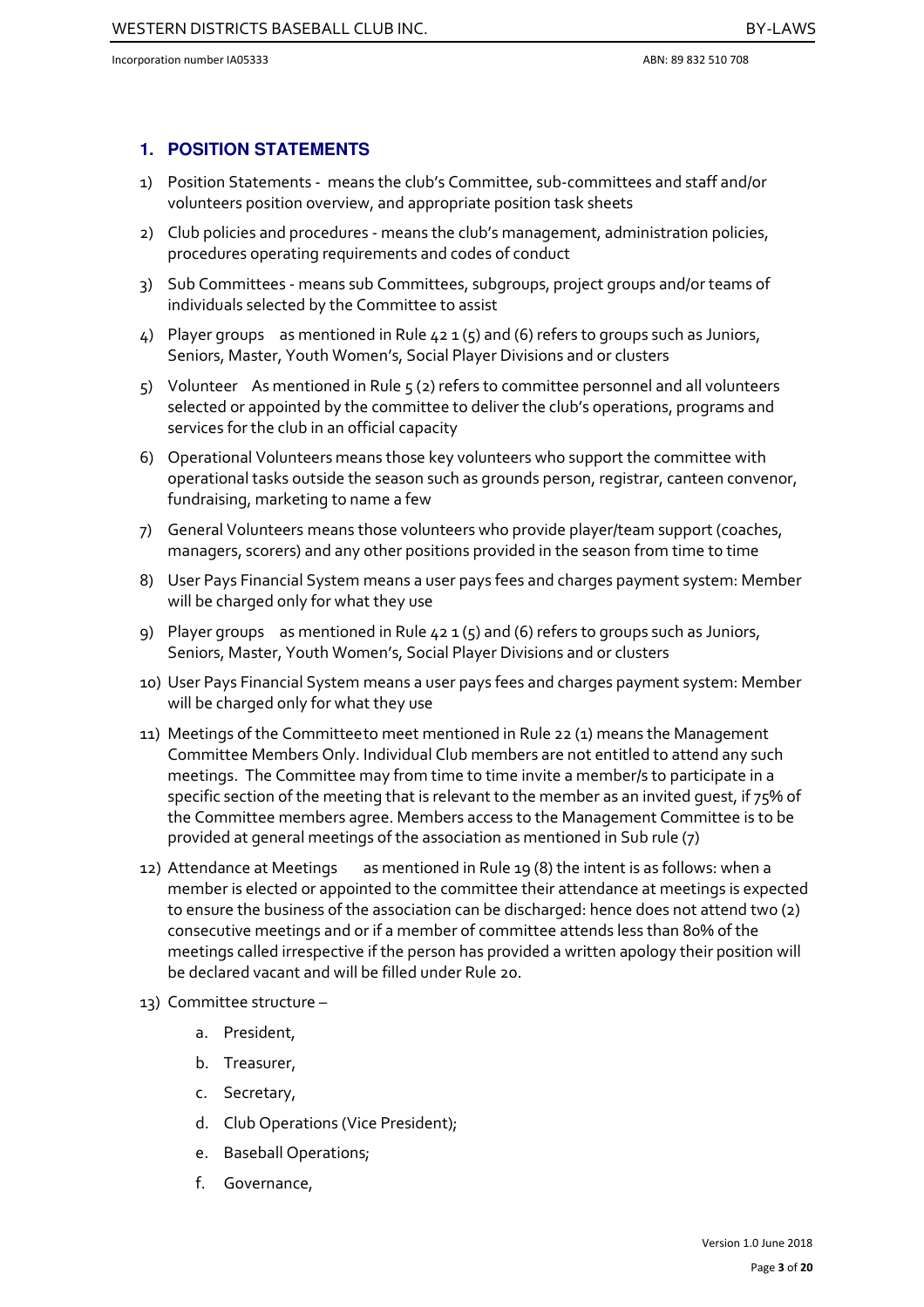## 1. POSITION STATEMENTS

1) Position Statements - means the club's Committee, sub-committees and staff and/or volunteers position overview, and appropriate position task sheets
2) Club policies and procedures - means the club's management, administration policies, procedures operating requirements and codes of conduct
3) Sub Committees - means sub Committees, subgroups, project groups and/or teams of individuals selected by the Committee to assist
4) Player groups as mentioned in Rule 42 1 (5) and (6) refers to groups such as Juniors, Seniors, Master, Youth Women's, Social Player Divisions and or clusters
5) Volunteer As mentioned in Rule 5 (2) refers to committee personnel and all volunteers selected or appointed by the committee to deliver the club's operations, programs and services for the club in an official capacity
6) Operational Volunteers means those key volunteers who support the committee with operational tasks outside the season such as grounds person, registrar, canteen convenor, fundraising, marketing to name a few
7) General Volunteers means those volunteers who provide player/team support (coaches, managers, scorers) and any other positions provided in the season from time to time
8) User Pays Financial System means a user pays fees and charges payment system: Member will be charged only for what they use
9) Player groups as mentioned in Rule 42 1 (5) and (6) refers to groups such as Juniors, Seniors, Master, Youth Women's, Social Player Divisions and or clusters
10) User Pays Financial System means a user pays fees and charges payment system: Member will be charged only for what they use
11) Meetings of the Committeeto meet mentioned in Rule 22 (1) means the Management Committee Members Only. Individual Club members are not entitled to attend any such meetings. The Committee may from time to time invite a member/s to participate in a specific section of the meeting that is relevant to the member as an invited guest, if 75% of the Committee members agree. Members access to the Management Committee is to be provided at general meetings of the association as mentioned in Sub rule (7)
12) Attendance at Meetings as mentioned in Rule 19 (8) the intent is as follows: when a member is elected or appointed to the committee their attendance at meetings is expected to ensure the business of the association can be discharged: hence does not attend two (2) consecutive meetings and or if a member of committee attends less than 80% of the meetings called irrespective if the person has provided a written apology their position will be declared vacant and will be filled under Rule 20.
13) Committee structure –
    a. President,
    b. Treasurer,
    c. Secretary,
    d. Club Operations (Vice President);
    e. Baseball Operations;
    f. Governance,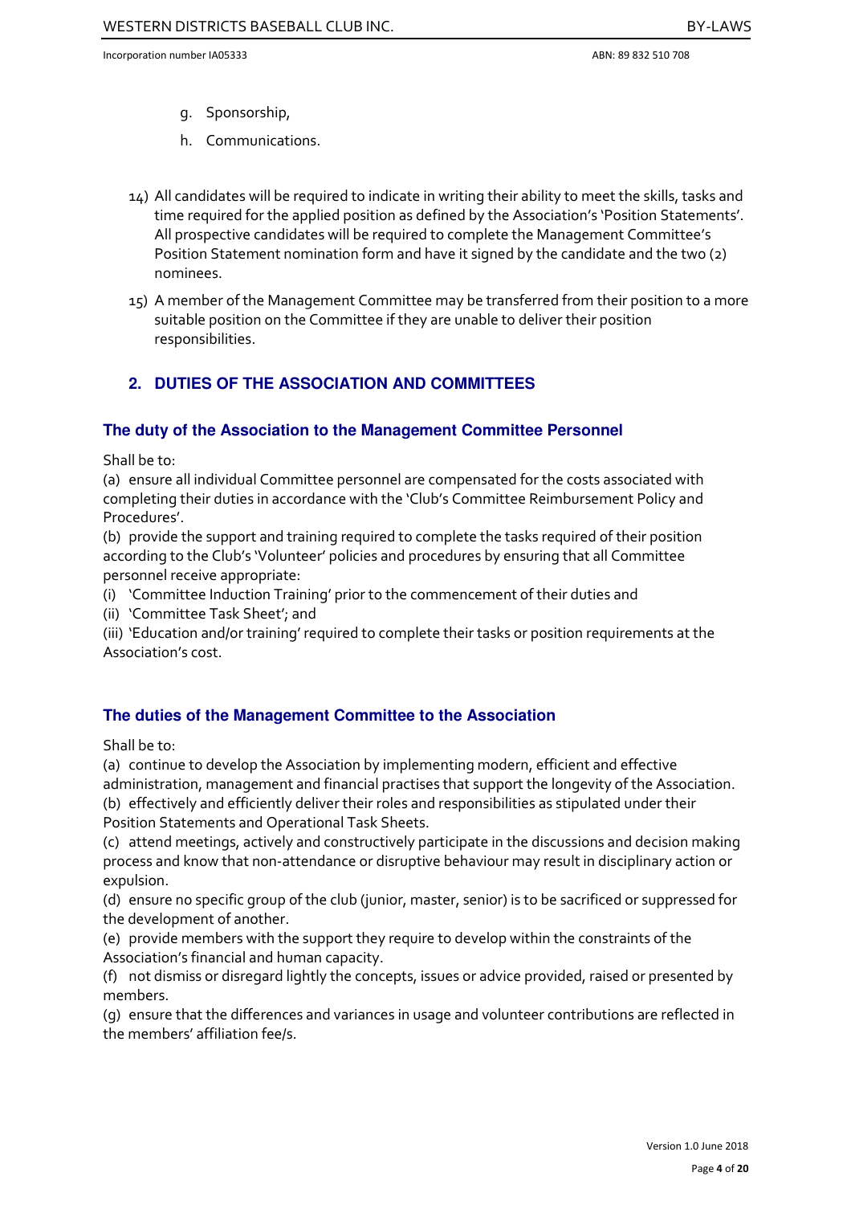g. Sponsorship,

h. Communications.

14) All candidates will be required to indicate in writing their ability to meet the skills, tasks and time required for the applied position as defined by the Association's 'Position Statements'. All prospective candidates will be required to complete the Management Committee's Position Statement nomination form and have it signed by the candidate and the two (2) nominees.

15) A member of the Management Committee may be transferred from their position to a more suitable position on the Committee if they are unable to deliver their position responsibilities.

## 2. DUTIES OF THE ASSOCIATION AND COMMITTEES

### The duty of the Association to the Management Committee Personnel

Shall be to:

(a) ensure all individual Committee personnel are compensated for the costs associated with completing their duties in accordance with the 'Club's Committee Reimbursement Policy and Procedures'.

(b) provide the support and training required to complete the tasks required of their position according to the Club's 'Volunteer' policies and procedures by ensuring that all Committee personnel receive appropriate:

(i) 'Committee Induction Training' prior to the commencement of their duties and

(ii) 'Committee Task Sheet'; and

(iii) 'Education and/or training' required to complete their tasks or position requirements at the Association's cost.

### The duties of the Management Committee to the Association

Shall be to:

(a) continue to develop the Association by implementing modern, efficient and effective administration, management and financial practises that support the longevity of the Association.

(b) effectively and efficiently deliver their roles and responsibilities as stipulated under their Position Statements and Operational Task Sheets.

(c) attend meetings, actively and constructively participate in the discussions and decision making process and know that non-attendance or disruptive behaviour may result in disciplinary action or expulsion.

(d) ensure no specific group of the club (junior, master, senior) is to be sacrificed or suppressed for the development of another.

(e) provide members with the support they require to develop within the constraints of the Association's financial and human capacity.

(f) not dismiss or disregard lightly the concepts, issues or advice provided, raised or presented by members.

(g) ensure that the differences and variances in usage and volunteer contributions are reflected in the members' affiliation fee/s.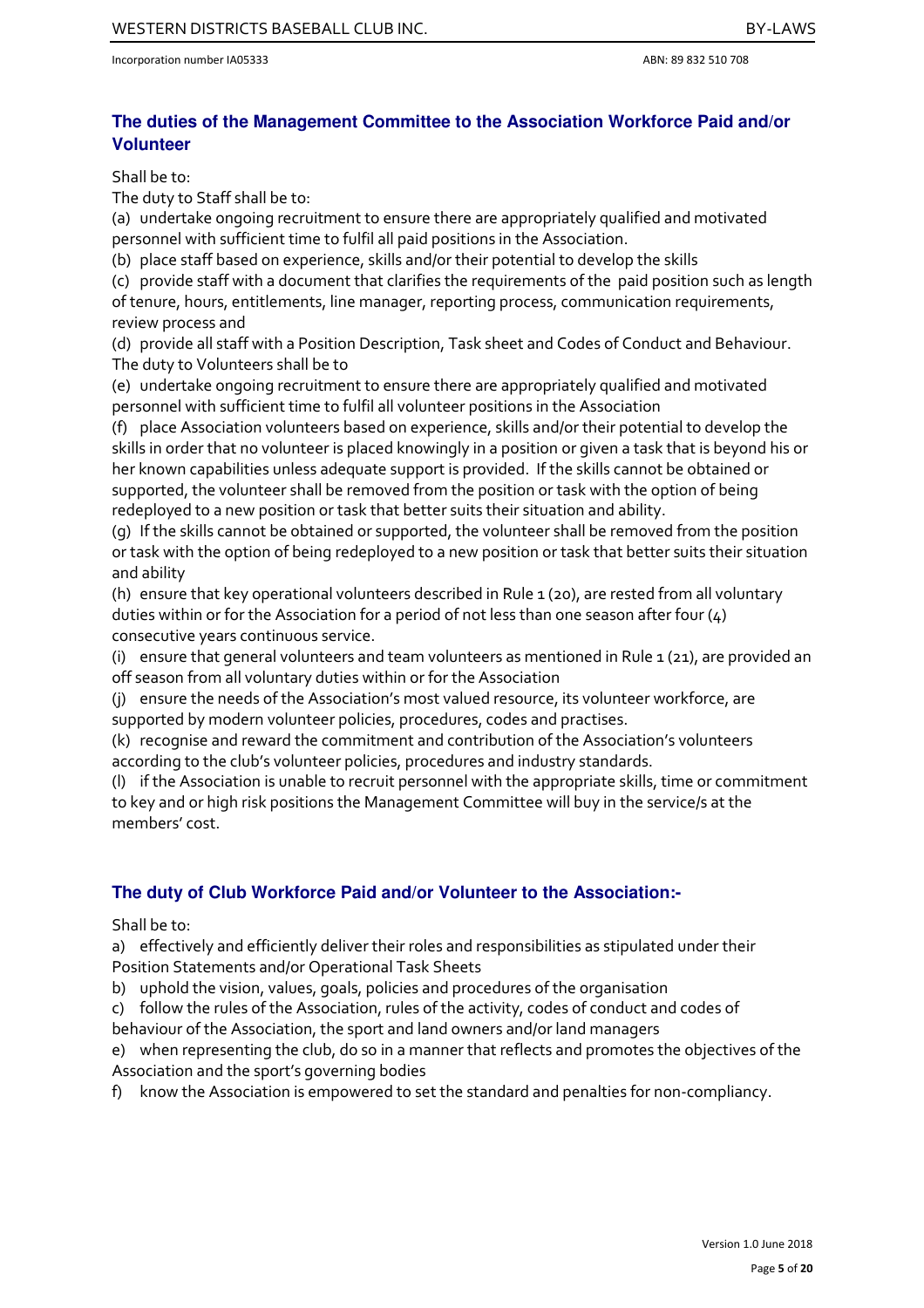## The duties of the Management Committee to the Association Workforce Paid and/or Volunteer

Shall be to:

The duty to Staff shall be to:

(a) undertake ongoing recruitment to ensure there are appropriately qualified and motivated personnel with sufficient time to fulfil all paid positions in the Association.

(b) place staff based on experience, skills and/or their potential to develop the skills

(c) provide staff with a document that clarifies the requirements of the paid position such as length of tenure, hours, entitlements, line manager, reporting process, communication requirements, review process and

(d) provide all staff with a Position Description, Task sheet and Codes of Conduct and Behaviour.

The duty to Volunteers shall be to

(e) undertake ongoing recruitment to ensure there are appropriately qualified and motivated personnel with sufficient time to fulfil all volunteer positions in the Association

(f) place Association volunteers based on experience, skills and/or their potential to develop the skills in order that no volunteer is placed knowingly in a position or given a task that is beyond his or her known capabilities unless adequate support is provided. If the skills cannot be obtained or supported, the volunteer shall be removed from the position or task with the option of being redeployed to a new position or task that better suits their situation and ability.

(g) If the skills cannot be obtained or supported, the volunteer shall be removed from the position or task with the option of being redeployed to a new position or task that better suits their situation and ability

(h) ensure that key operational volunteers described in Rule 1 (20), are rested from all voluntary duties within or for the Association for a period of not less than one season after four (4) consecutive years continuous service.

(i) ensure that general volunteers and team volunteers as mentioned in Rule 1 (21), are provided an off season from all voluntary duties within or for the Association

(j) ensure the needs of the Association's most valued resource, its volunteer workforce, are supported by modern volunteer policies, procedures, codes and practises.

(k) recognise and reward the commitment and contribution of the Association's volunteers according to the club's volunteer policies, procedures and industry standards.

(l) if the Association is unable to recruit personnel with the appropriate skills, time or commitment to key and or high risk positions the Management Committee will buy in the service/s at the members' cost.

## The duty of Club Workforce Paid and/or Volunteer to the Association:-

Shall be to:

a) effectively and efficiently deliver their roles and responsibilities as stipulated under their Position Statements and/or Operational Task Sheets

b) uphold the vision, values, goals, policies and procedures of the organisation

c) follow the rules of the Association, rules of the activity, codes of conduct and codes of behaviour of the Association, the sport and land owners and/or land managers

e) when representing the club, do so in a manner that reflects and promotes the objectives of the Association and the sport's governing bodies

f) know the Association is empowered to set the standard and penalties for non-compliancy.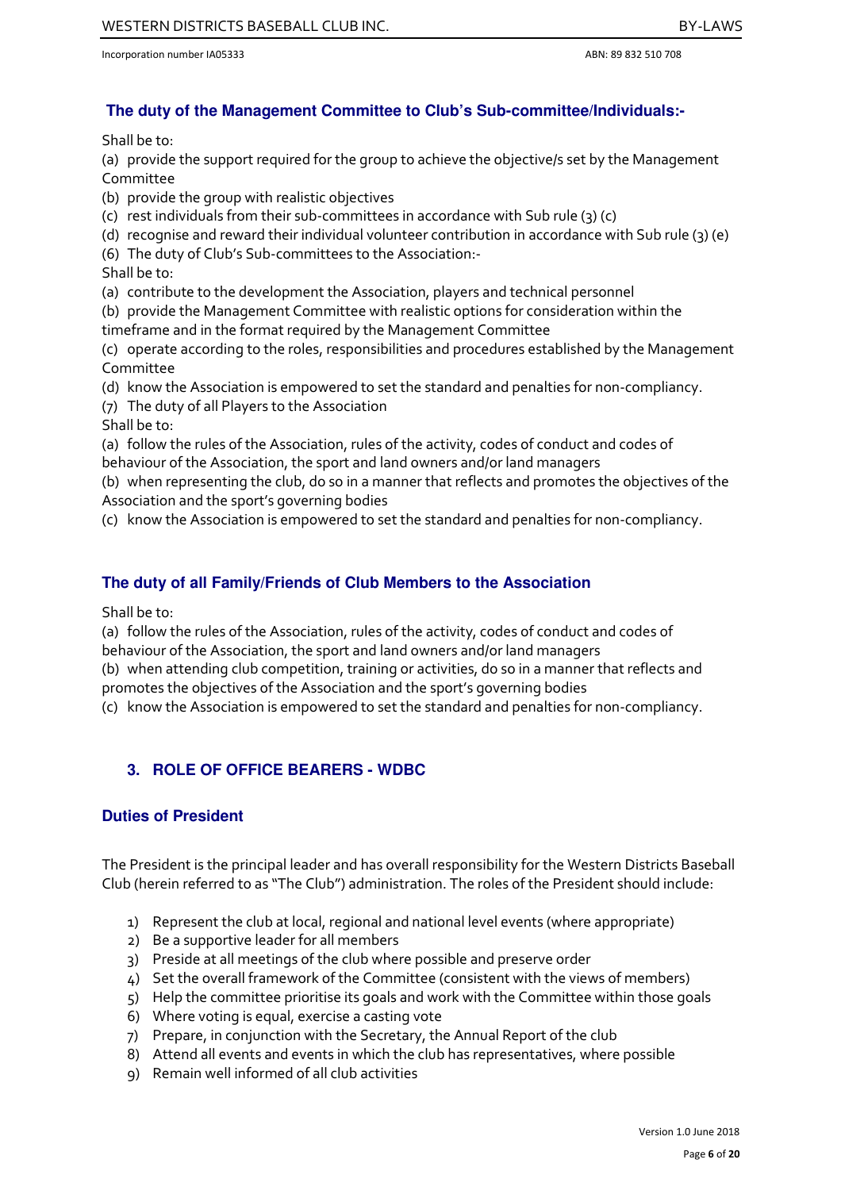### The duty of the Management Committee to Club's Sub-committee/Individuals:-

Shall be to:

(a) provide the support required for the group to achieve the objective/s set by the Management Committee

(b) provide the group with realistic objectives

(c) rest individuals from their sub-committees in accordance with Sub rule (3) (c)

(d) recognise and reward their individual volunteer contribution in accordance with Sub rule (3) (e)

(6) The duty of Club's Sub-committees to the Association:-

Shall be to:

(a) contribute to the development the Association, players and technical personnel

(b) provide the Management Committee with realistic options for consideration within the timeframe and in the format required by the Management Committee

(c) operate according to the roles, responsibilities and procedures established by the Management Committee

(d) know the Association is empowered to set the standard and penalties for non-compliancy.

(7) The duty of all Players to the Association

Shall be to:

(a) follow the rules of the Association, rules of the activity, codes of conduct and codes of behaviour of the Association, the sport and land owners and/or land managers

(b) when representing the club, do so in a manner that reflects and promotes the objectives of the Association and the sport's governing bodies

(c) know the Association is empowered to set the standard and penalties for non-compliancy.

### The duty of all Family/Friends of Club Members to the Association

Shall be to:

(a) follow the rules of the Association, rules of the activity, codes of conduct and codes of behaviour of the Association, the sport and land owners and/or land managers

(b) when attending club competition, training or activities, do so in a manner that reflects and promotes the objectives of the Association and the sport's governing bodies

(c) know the Association is empowered to set the standard and penalties for non-compliancy.

## 3. ROLE OF OFFICE BEARERS - WDBC

### Duties of President

The President is the principal leader and has overall responsibility for the Western Districts Baseball Club (herein referred to as "The Club") administration. The roles of the President should include:

1) Represent the club at local, regional and national level events (where appropriate)
2) Be a supportive leader for all members
3) Preside at all meetings of the club where possible and preserve order
4) Set the overall framework of the Committee (consistent with the views of members)
5) Help the committee prioritise its goals and work with the Committee within those goals
6) Where voting is equal, exercise a casting vote
7) Prepare, in conjunction with the Secretary, the Annual Report of the club
8) Attend all events and events in which the club has representatives, where possible
9) Remain well informed of all club activities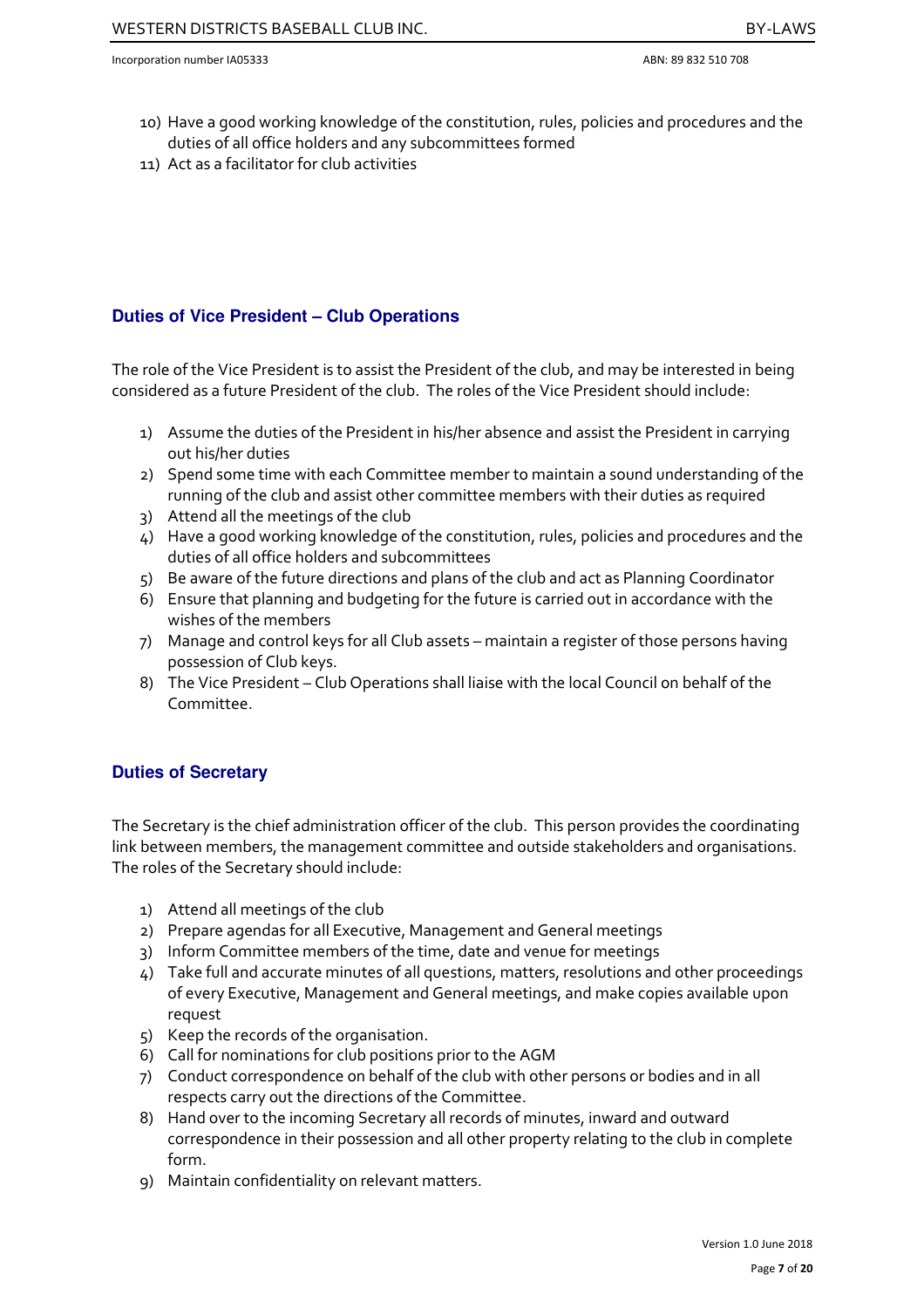10) Have a good working knowledge of the constitution, rules, policies and procedures and the duties of all office holders and any subcommittees formed
11) Act as a facilitator for club activities

## Duties of Vice President – Club Operations

The role of the Vice President is to assist the President of the club, and may be interested in being considered as a future President of the club. The roles of the Vice President should include:

1) Assume the duties of the President in his/her absence and assist the President in carrying out his/her duties
2) Spend some time with each Committee member to maintain a sound understanding of the running of the club and assist other committee members with their duties as required
3) Attend all the meetings of the club
4) Have a good working knowledge of the constitution, rules, policies and procedures and the duties of all office holders and subcommittees
5) Be aware of the future directions and plans of the club and act as Planning Coordinator
6) Ensure that planning and budgeting for the future is carried out in accordance with the wishes of the members
7) Manage and control keys for all Club assets – maintain a register of those persons having possession of Club keys.
8) The Vice President – Club Operations shall liaise with the local Council on behalf of the Committee.

## Duties of Secretary

The Secretary is the chief administration officer of the club. This person provides the coordinating link between members, the management committee and outside stakeholders and organisations. The roles of the Secretary should include:

1) Attend all meetings of the club
2) Prepare agendas for all Executive, Management and General meetings
3) Inform Committee members of the time, date and venue for meetings
4) Take full and accurate minutes of all questions, matters, resolutions and other proceedings of every Executive, Management and General meetings, and make copies available upon request
5) Keep the records of the organisation.
6) Call for nominations for club positions prior to the AGM
7) Conduct correspondence on behalf of the club with other persons or bodies and in all respects carry out the directions of the Committee.
8) Hand over to the incoming Secretary all records of minutes, inward and outward correspondence in their possession and all other property relating to the club in complete form.
9) Maintain confidentiality on relevant matters.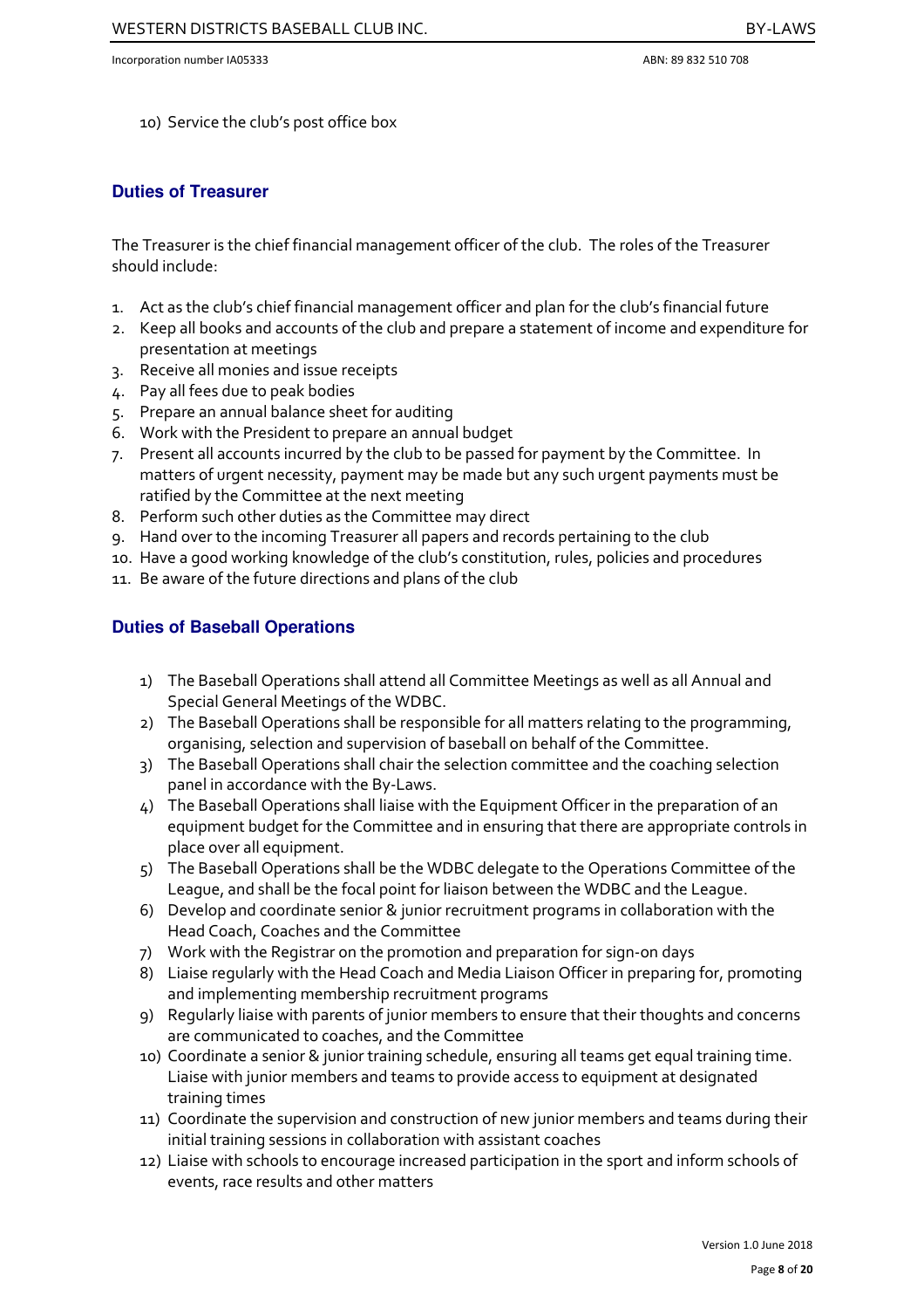10) Service the club's post office box

## Duties of Treasurer

The Treasurer is the chief financial management officer of the club. The roles of the Treasurer should include:

1. Act as the club's chief financial management officer and plan for the club's financial future
2. Keep all books and accounts of the club and prepare a statement of income and expenditure for presentation at meetings
3. Receive all monies and issue receipts
4. Pay all fees due to peak bodies
5. Prepare an annual balance sheet for auditing
6. Work with the President to prepare an annual budget
7. Present all accounts incurred by the club to be passed for payment by the Committee. In matters of urgent necessity, payment may be made but any such urgent payments must be ratified by the Committee at the next meeting
8. Perform such other duties as the Committee may direct
9. Hand over to the incoming Treasurer all papers and records pertaining to the club
10. Have a good working knowledge of the club's constitution, rules, policies and procedures
11. Be aware of the future directions and plans of the club

## Duties of Baseball Operations

1) The Baseball Operations shall attend all Committee Meetings as well as all Annual and Special General Meetings of the WDBC.
2) The Baseball Operations shall be responsible for all matters relating to the programming, organising, selection and supervision of baseball on behalf of the Committee.
3) The Baseball Operations shall chair the selection committee and the coaching selection panel in accordance with the By-Laws.
4) The Baseball Operations shall liaise with the Equipment Officer in the preparation of an equipment budget for the Committee and in ensuring that there are appropriate controls in place over all equipment.
5) The Baseball Operations shall be the WDBC delegate to the Operations Committee of the League, and shall be the focal point for liaison between the WDBC and the League.
6) Develop and coordinate senior & junior recruitment programs in collaboration with the Head Coach, Coaches and the Committee
7) Work with the Registrar on the promotion and preparation for sign-on days
8) Liaise regularly with the Head Coach and Media Liaison Officer in preparing for, promoting and implementing membership recruitment programs
9) Regularly liaise with parents of junior members to ensure that their thoughts and concerns are communicated to coaches, and the Committee
10) Coordinate a senior & junior training schedule, ensuring all teams get equal training time. Liaise with junior members and teams to provide access to equipment at designated training times
11) Coordinate the supervision and construction of new junior members and teams during their initial training sessions in collaboration with assistant coaches
12) Liaise with schools to encourage increased participation in the sport and inform schools of events, race results and other matters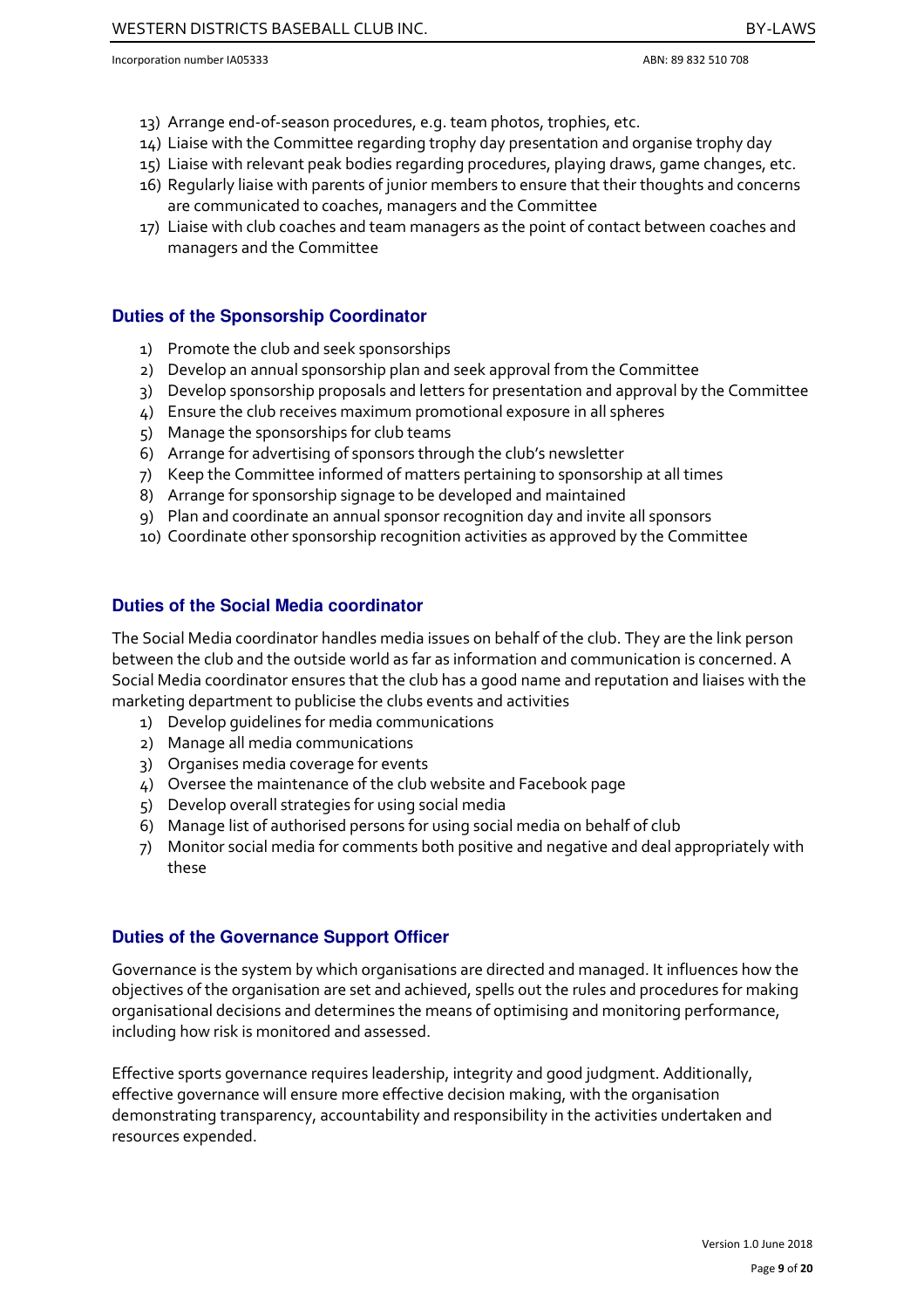13) Arrange end-of-season procedures, e.g. team photos, trophies, etc.
14) Liaise with the Committee regarding trophy day presentation and organise trophy day
15) Liaise with relevant peak bodies regarding procedures, playing draws, game changes, etc.
16) Regularly liaise with parents of junior members to ensure that their thoughts and concerns are communicated to coaches, managers and the Committee
17) Liaise with club coaches and team managers as the point of contact between coaches and managers and the Committee

### Duties of the Sponsorship Coordinator

1) Promote the club and seek sponsorships
2) Develop an annual sponsorship plan and seek approval from the Committee
3) Develop sponsorship proposals and letters for presentation and approval by the Committee
4) Ensure the club receives maximum promotional exposure in all spheres
5) Manage the sponsorships for club teams
6) Arrange for advertising of sponsors through the club's newsletter
7) Keep the Committee informed of matters pertaining to sponsorship at all times
8) Arrange for sponsorship signage to be developed and maintained
9) Plan and coordinate an annual sponsor recognition day and invite all sponsors
10) Coordinate other sponsorship recognition activities as approved by the Committee

### Duties of the Social Media coordinator

The Social Media coordinator handles media issues on behalf of the club. They are the link person between the club and the outside world as far as information and communication is concerned. A Social Media coordinator ensures that the club has a good name and reputation and liaises with the marketing department to publicise the clubs events and activities

1) Develop guidelines for media communications
2) Manage all media communications
3) Organises media coverage for events
4) Oversee the maintenance of the club website and Facebook page
5) Develop overall strategies for using social media
6) Manage list of authorised persons for using social media on behalf of club
7) Monitor social media for comments both positive and negative and deal appropriately with these

### Duties of the Governance Support Officer

Governance is the system by which organisations are directed and managed. It influences how the objectives of the organisation are set and achieved, spells out the rules and procedures for making organisational decisions and determines the means of optimising and monitoring performance, including how risk is monitored and assessed.

Effective sports governance requires leadership, integrity and good judgment. Additionally, effective governance will ensure more effective decision making, with the organisation demonstrating transparency, accountability and responsibility in the activities undertaken and resources expended.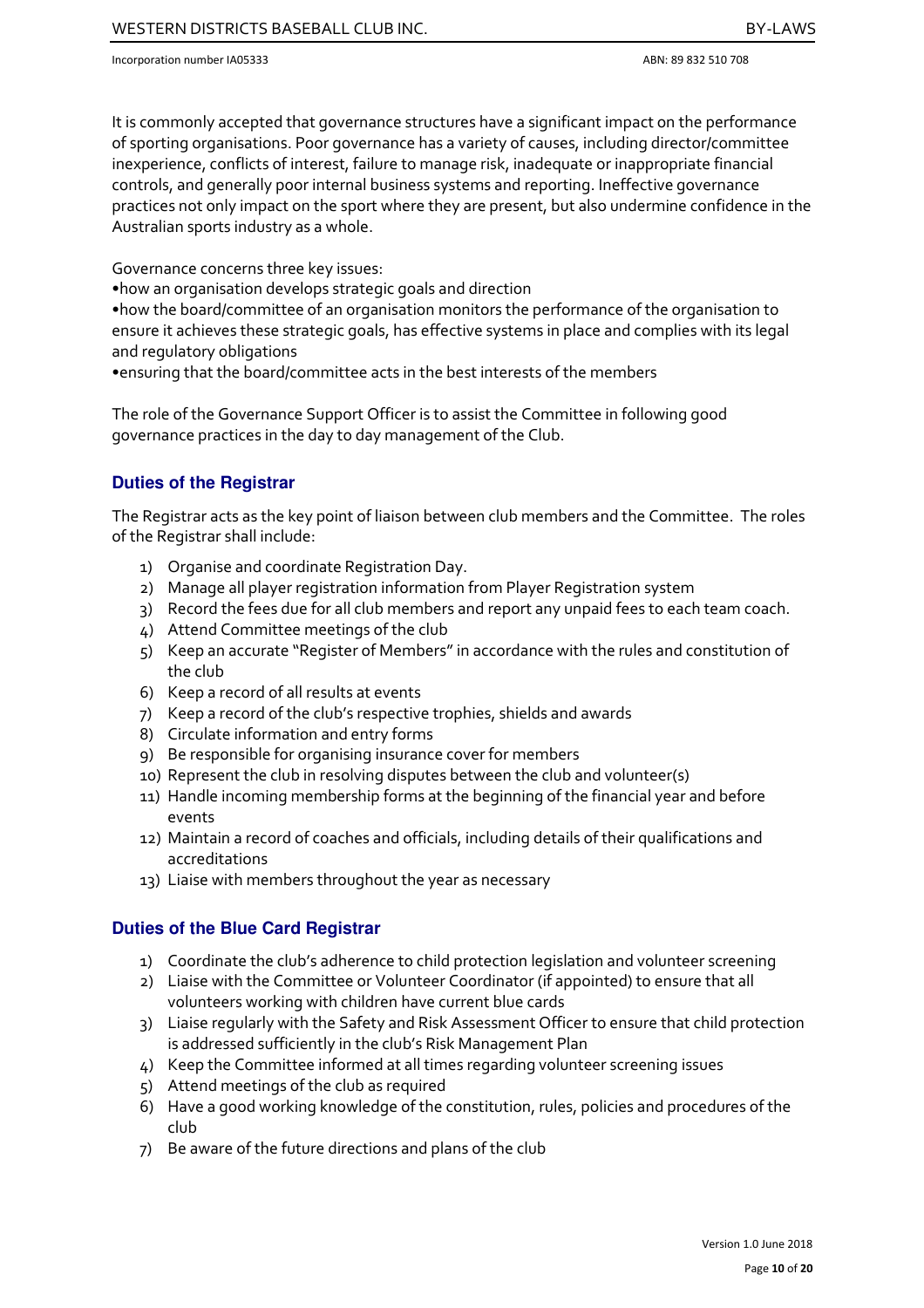It is commonly accepted that governance structures have a significant impact on the performance of sporting organisations. Poor governance has a variety of causes, including director/committee inexperience, conflicts of interest, failure to manage risk, inadequate or inappropriate financial controls, and generally poor internal business systems and reporting. Ineffective governance practices not only impact on the sport where they are present, but also undermine confidence in the Australian sports industry as a whole.

Governance concerns three key issues:

•how an organisation develops strategic goals and direction
•how the board/committee of an organisation monitors the performance of the organisation to ensure it achieves these strategic goals, has effective systems in place and complies with its legal and regulatory obligations
•ensuring that the board/committee acts in the best interests of the members

The role of the Governance Support Officer is to assist the Committee in following good governance practices in the day to day management of the Club.

## Duties of the Registrar

The Registrar acts as the key point of liaison between club members and the Committee. The roles of the Registrar shall include:

1) Organise and coordinate Registration Day.
2) Manage all player registration information from Player Registration system
3) Record the fees due for all club members and report any unpaid fees to each team coach.
4) Attend Committee meetings of the club
5) Keep an accurate "Register of Members" in accordance with the rules and constitution of the club
6) Keep a record of all results at events
7) Keep a record of the club's respective trophies, shields and awards
8) Circulate information and entry forms
9) Be responsible for organising insurance cover for members
10) Represent the club in resolving disputes between the club and volunteer(s)
11) Handle incoming membership forms at the beginning of the financial year and before events
12) Maintain a record of coaches and officials, including details of their qualifications and accreditations
13) Liaise with members throughout the year as necessary

## Duties of the Blue Card Registrar

1) Coordinate the club's adherence to child protection legislation and volunteer screening
2) Liaise with the Committee or Volunteer Coordinator (if appointed) to ensure that all volunteers working with children have current blue cards
3) Liaise regularly with the Safety and Risk Assessment Officer to ensure that child protection is addressed sufficiently in the club's Risk Management Plan
4) Keep the Committee informed at all times regarding volunteer screening issues
5) Attend meetings of the club as required
6) Have a good working knowledge of the constitution, rules, policies and procedures of the club
7) Be aware of the future directions and plans of the club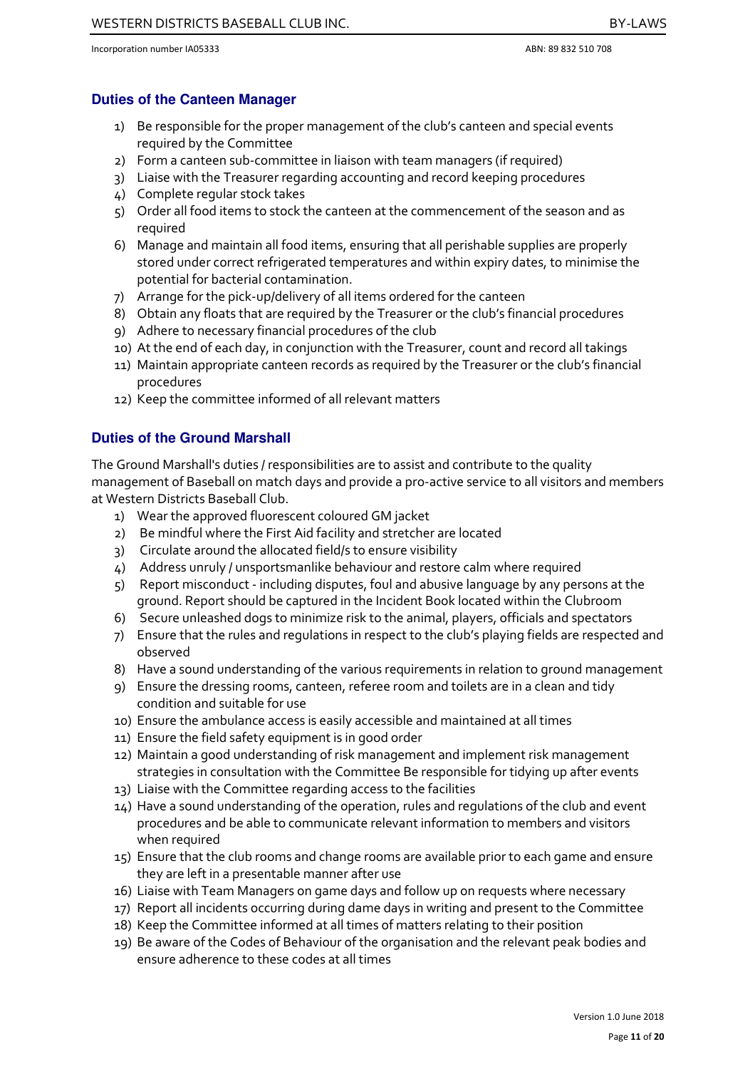## Duties of the Canteen Manager

1) Be responsible for the proper management of the club's canteen and special events required by the Committee
2) Form a canteen sub-committee in liaison with team managers (if required)
3) Liaise with the Treasurer regarding accounting and record keeping procedures
4) Complete regular stock takes
5) Order all food items to stock the canteen at the commencement of the season and as required
6) Manage and maintain all food items, ensuring that all perishable supplies are properly stored under correct refrigerated temperatures and within expiry dates, to minimise the potential for bacterial contamination.
7) Arrange for the pick-up/delivery of all items ordered for the canteen
8) Obtain any floats that are required by the Treasurer or the club's financial procedures
9) Adhere to necessary financial procedures of the club
10) At the end of each day, in conjunction with the Treasurer, count and record all takings
11) Maintain appropriate canteen records as required by the Treasurer or the club's financial procedures
12) Keep the committee informed of all relevant matters

## Duties of the Ground Marshall

The Ground Marshall's duties / responsibilities are to assist and contribute to the quality management of Baseball on match days and provide a pro-active service to all visitors and members at Western Districts Baseball Club.

1) Wear the approved fluorescent coloured GM jacket
2) Be mindful where the First Aid facility and stretcher are located
3) Circulate around the allocated field/s to ensure visibility
4) Address unruly / unsportsmanlike behaviour and restore calm where required
5) Report misconduct - including disputes, foul and abusive language by any persons at the ground. Report should be captured in the Incident Book located within the Clubroom
6) Secure unleashed dogs to minimize risk to the animal, players, officials and spectators
7) Ensure that the rules and regulations in respect to the club's playing fields are respected and observed
8) Have a sound understanding of the various requirements in relation to ground management
9) Ensure the dressing rooms, canteen, referee room and toilets are in a clean and tidy condition and suitable for use
10) Ensure the ambulance access is easily accessible and maintained at all times
11) Ensure the field safety equipment is in good order
12) Maintain a good understanding of risk management and implement risk management strategies in consultation with the Committee Be responsible for tidying up after events
13) Liaise with the Committee regarding access to the facilities
14) Have a sound understanding of the operation, rules and regulations of the club and event procedures and be able to communicate relevant information to members and visitors when required
15) Ensure that the club rooms and change rooms are available prior to each game and ensure they are left in a presentable manner after use
16) Liaise with Team Managers on game days and follow up on requests where necessary
17) Report all incidents occurring during dame days in writing and present to the Committee
18) Keep the Committee informed at all times of matters relating to their position
19) Be aware of the Codes of Behaviour of the organisation and the relevant peak bodies and ensure adherence to these codes at all times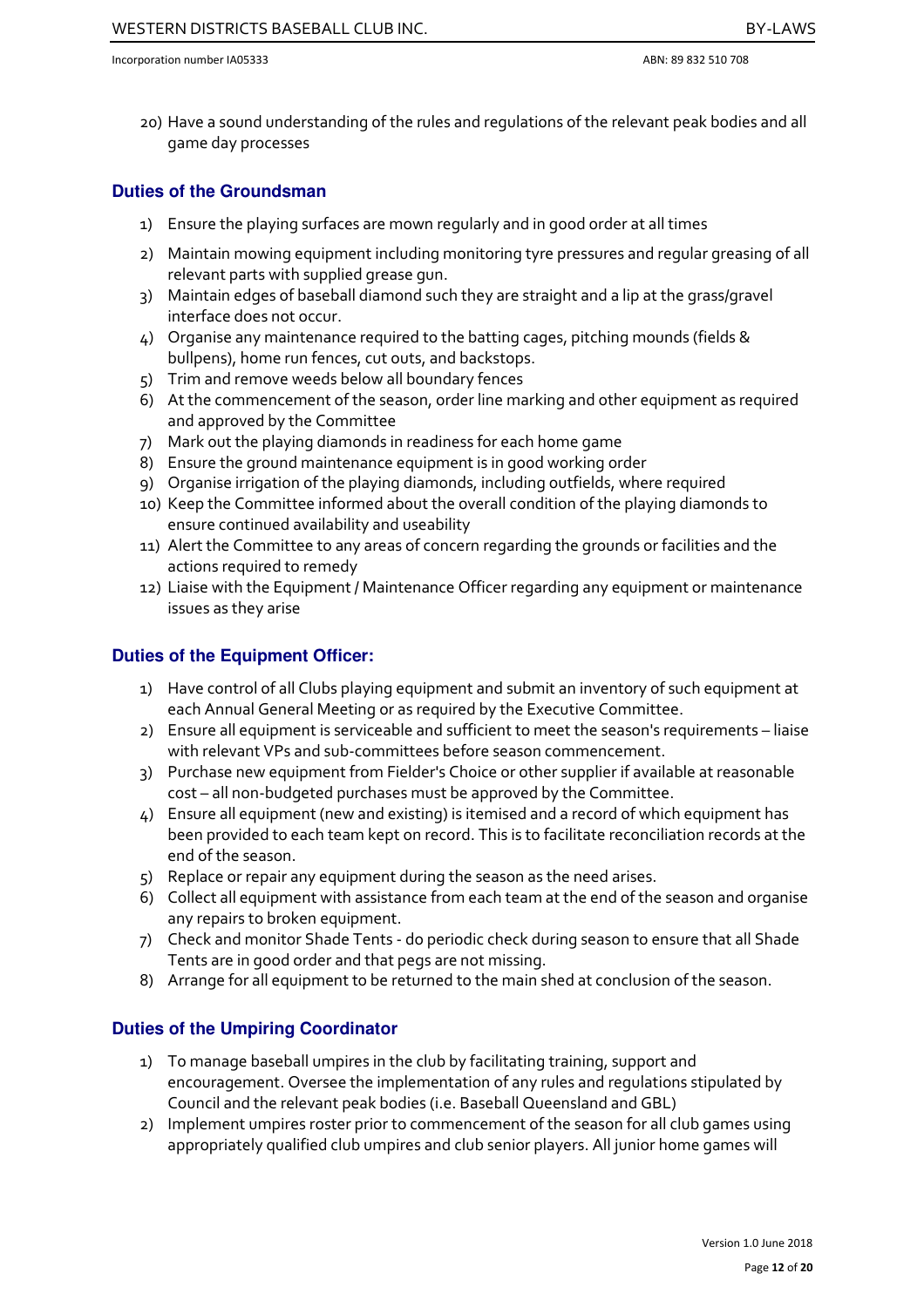20) Have a sound understanding of the rules and regulations of the relevant peak bodies and all game day processes

### Duties of the Groundsman

1) Ensure the playing surfaces are mown regularly and in good order at all times
2) Maintain mowing equipment including monitoring tyre pressures and regular greasing of all relevant parts with supplied grease gun.
3) Maintain edges of baseball diamond such they are straight and a lip at the grass/gravel interface does not occur.
4) Organise any maintenance required to the batting cages, pitching mounds (fields & bullpens), home run fences, cut outs, and backstops.
5) Trim and remove weeds below all boundary fences
6) At the commencement of the season, order line marking and other equipment as required and approved by the Committee
7) Mark out the playing diamonds in readiness for each home game
8) Ensure the ground maintenance equipment is in good working order
9) Organise irrigation of the playing diamonds, including outfields, where required
10) Keep the Committee informed about the overall condition of the playing diamonds to ensure continued availability and useability
11) Alert the Committee to any areas of concern regarding the grounds or facilities and the actions required to remedy
12) Liaise with the Equipment / Maintenance Officer regarding any equipment or maintenance issues as they arise

### Duties of the Equipment Officer:

1) Have control of all Clubs playing equipment and submit an inventory of such equipment at each Annual General Meeting or as required by the Executive Committee.
2) Ensure all equipment is serviceable and sufficient to meet the season's requirements – liaise with relevant VPs and sub-committees before season commencement.
3) Purchase new equipment from Fielder's Choice or other supplier if available at reasonable cost – all non-budgeted purchases must be approved by the Committee.
4) Ensure all equipment (new and existing) is itemised and a record of which equipment has been provided to each team kept on record. This is to facilitate reconciliation records at the end of the season.
5) Replace or repair any equipment during the season as the need arises.
6) Collect all equipment with assistance from each team at the end of the season and organise any repairs to broken equipment.
7) Check and monitor Shade Tents - do periodic check during season to ensure that all Shade Tents are in good order and that pegs are not missing.
8) Arrange for all equipment to be returned to the main shed at conclusion of the season.

### Duties of the Umpiring Coordinator

1) To manage baseball umpires in the club by facilitating training, support and encouragement. Oversee the implementation of any rules and regulations stipulated by Council and the relevant peak bodies (i.e. Baseball Queensland and GBL)
2) Implement umpires roster prior to commencement of the season for all club games using appropriately qualified club umpires and club senior players. All junior home games will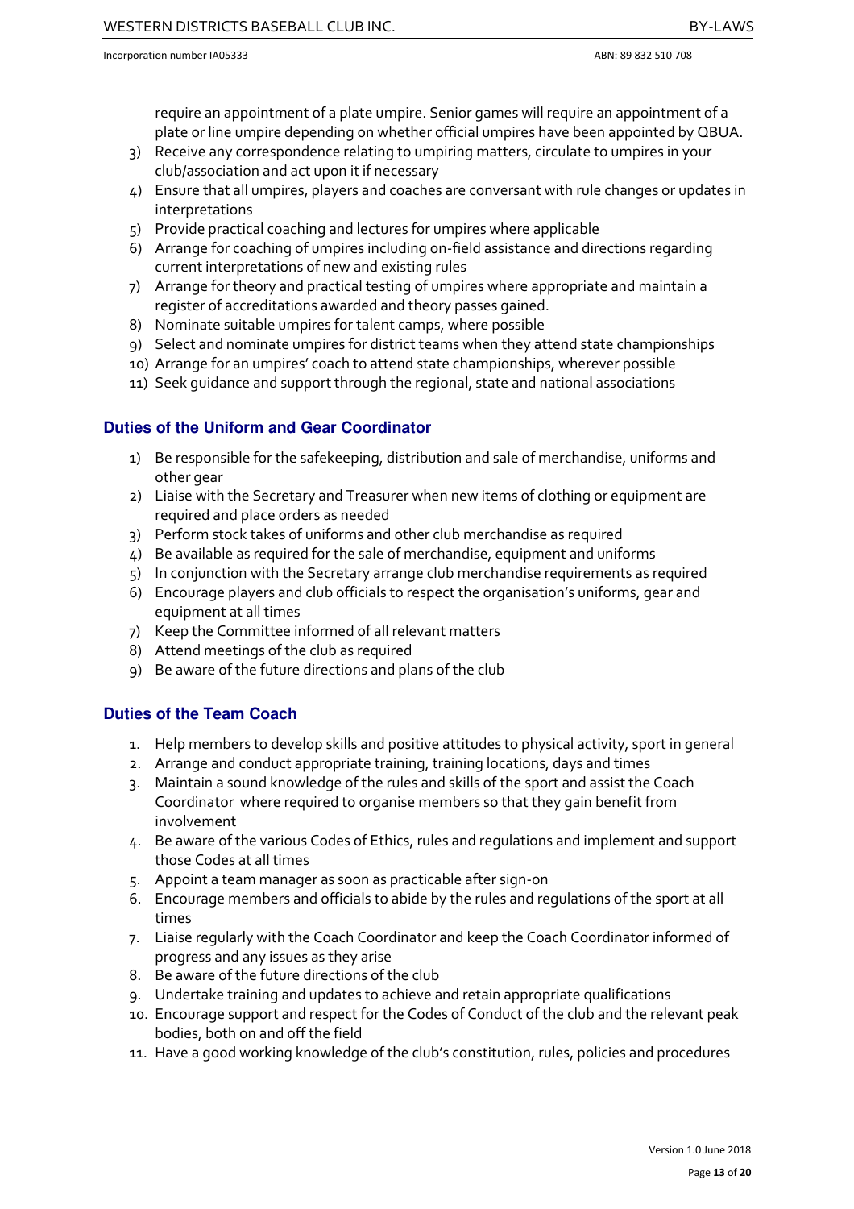require an appointment of a plate umpire. Senior games will require an appointment of a plate or line umpire depending on whether official umpires have been appointed by QBUA.

3) Receive any correspondence relating to umpiring matters, circulate to umpires in your club/association and act upon it if necessary
4) Ensure that all umpires, players and coaches are conversant with rule changes or updates in interpretations
5) Provide practical coaching and lectures for umpires where applicable
6) Arrange for coaching of umpires including on-field assistance and directions regarding current interpretations of new and existing rules
7) Arrange for theory and practical testing of umpires where appropriate and maintain a register of accreditations awarded and theory passes gained.
8) Nominate suitable umpires for talent camps, where possible
9) Select and nominate umpires for district teams when they attend state championships
10) Arrange for an umpires' coach to attend state championships, wherever possible
11) Seek guidance and support through the regional, state and national associations

### Duties of the Uniform and Gear Coordinator

1) Be responsible for the safekeeping, distribution and sale of merchandise, uniforms and other gear
2) Liaise with the Secretary and Treasurer when new items of clothing or equipment are required and place orders as needed
3) Perform stock takes of uniforms and other club merchandise as required
4) Be available as required for the sale of merchandise, equipment and uniforms
5) In conjunction with the Secretary arrange club merchandise requirements as required
6) Encourage players and club officials to respect the organisation's uniforms, gear and equipment at all times
7) Keep the Committee informed of all relevant matters
8) Attend meetings of the club as required
9) Be aware of the future directions and plans of the club

### Duties of the Team Coach

1. Help members to develop skills and positive attitudes to physical activity, sport in general
2. Arrange and conduct appropriate training, training locations, days and times
3. Maintain a sound knowledge of the rules and skills of the sport and assist the Coach Coordinator where required to organise members so that they gain benefit from involvement
4. Be aware of the various Codes of Ethics, rules and regulations and implement and support those Codes at all times
5. Appoint a team manager as soon as practicable after sign-on
6. Encourage members and officials to abide by the rules and regulations of the sport at all times
7. Liaise regularly with the Coach Coordinator and keep the Coach Coordinator informed of progress and any issues as they arise
8. Be aware of the future directions of the club
9. Undertake training and updates to achieve and retain appropriate qualifications
10. Encourage support and respect for the Codes of Conduct of the club and the relevant peak bodies, both on and off the field
11. Have a good working knowledge of the club's constitution, rules, policies and procedures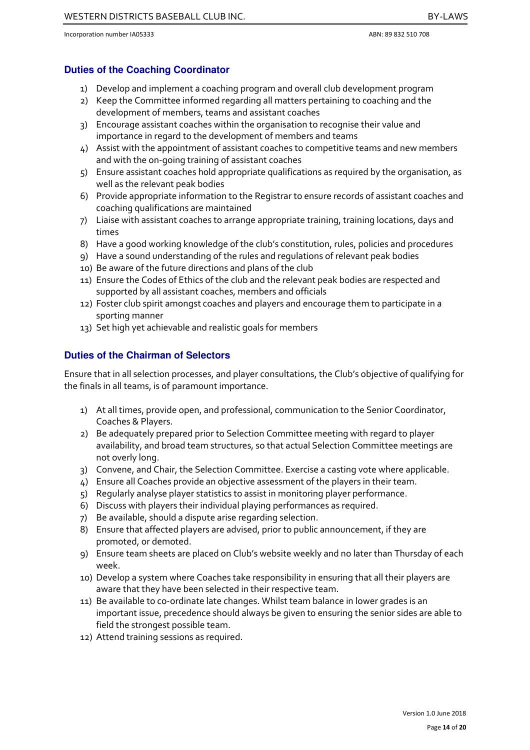## Duties of the Coaching Coordinator

1) Develop and implement a coaching program and overall club development program
2) Keep the Committee informed regarding all matters pertaining to coaching and the development of members, teams and assistant coaches
3) Encourage assistant coaches within the organisation to recognise their value and importance in regard to the development of members and teams
4) Assist with the appointment of assistant coaches to competitive teams and new members and with the on-going training of assistant coaches
5) Ensure assistant coaches hold appropriate qualifications as required by the organisation, as well as the relevant peak bodies
6) Provide appropriate information to the Registrar to ensure records of assistant coaches and coaching qualifications are maintained
7) Liaise with assistant coaches to arrange appropriate training, training locations, days and times
8) Have a good working knowledge of the club's constitution, rules, policies and procedures
9) Have a sound understanding of the rules and regulations of relevant peak bodies
10) Be aware of the future directions and plans of the club
11) Ensure the Codes of Ethics of the club and the relevant peak bodies are respected and supported by all assistant coaches, members and officials
12) Foster club spirit amongst coaches and players and encourage them to participate in a sporting manner
13) Set high yet achievable and realistic goals for members

## Duties of the Chairman of Selectors

Ensure that in all selection processes, and player consultations, the Club's objective of qualifying for the finals in all teams, is of paramount importance.

1) At all times, provide open, and professional, communication to the Senior Coordinator, Coaches & Players.
2) Be adequately prepared prior to Selection Committee meeting with regard to player availability, and broad team structures, so that actual Selection Committee meetings are not overly long.
3) Convene, and Chair, the Selection Committee. Exercise a casting vote where applicable.
4) Ensure all Coaches provide an objective assessment of the players in their team.
5) Regularly analyse player statistics to assist in monitoring player performance.
6) Discuss with players their individual playing performances as required.
7) Be available, should a dispute arise regarding selection.
8) Ensure that affected players are advised, prior to public announcement, if they are promoted, or demoted.
9) Ensure team sheets are placed on Club's website weekly and no later than Thursday of each week.
10) Develop a system where Coaches take responsibility in ensuring that all their players are aware that they have been selected in their respective team.
11) Be available to co-ordinate late changes. Whilst team balance in lower grades is an important issue, precedence should always be given to ensuring the senior sides are able to field the strongest possible team.
12) Attend training sessions as required.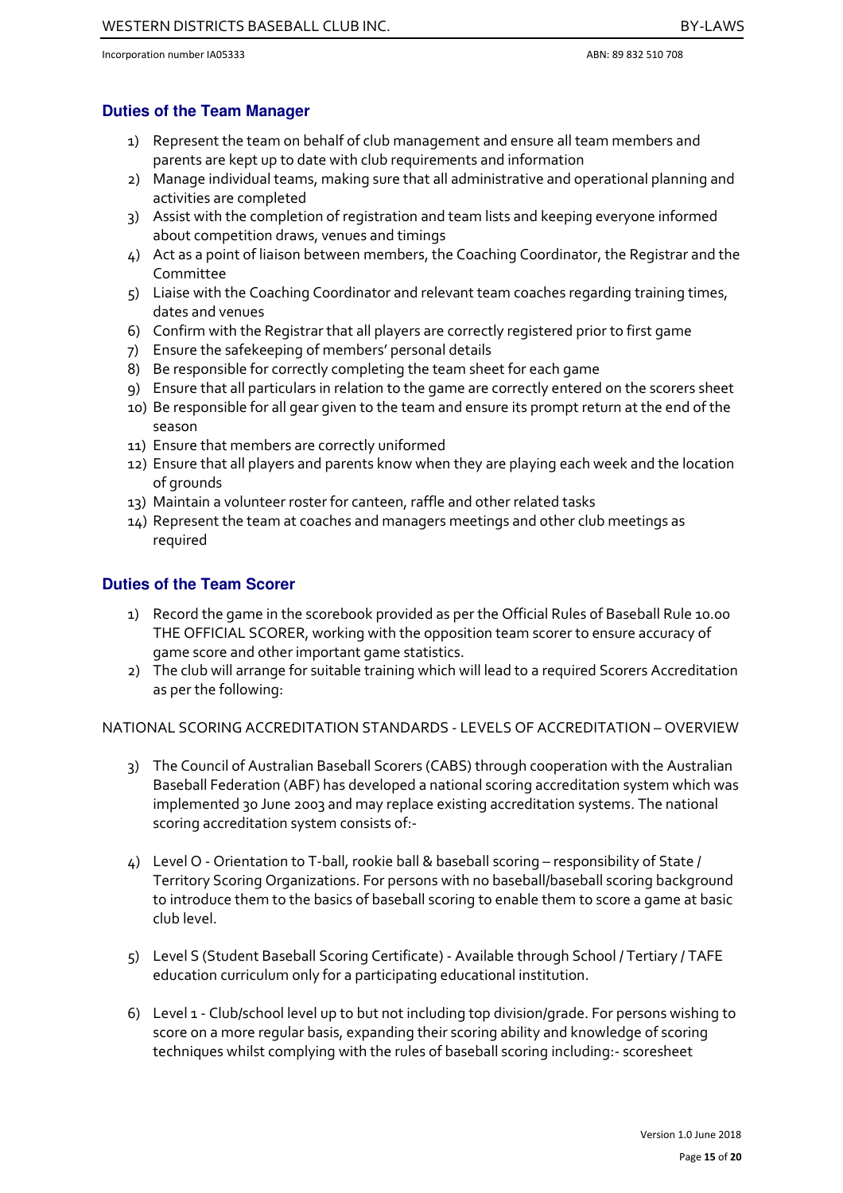## Duties of the Team Manager

1) Represent the team on behalf of club management and ensure all team members and parents are kept up to date with club requirements and information
2) Manage individual teams, making sure that all administrative and operational planning and activities are completed
3) Assist with the completion of registration and team lists and keeping everyone informed about competition draws, venues and timings
4) Act as a point of liaison between members, the Coaching Coordinator, the Registrar and the Committee
5) Liaise with the Coaching Coordinator and relevant team coaches regarding training times, dates and venues
6) Confirm with the Registrar that all players are correctly registered prior to first game
7) Ensure the safekeeping of members' personal details
8) Be responsible for correctly completing the team sheet for each game
9) Ensure that all particulars in relation to the game are correctly entered on the scorers sheet
10) Be responsible for all gear given to the team and ensure its prompt return at the end of the season
11) Ensure that members are correctly uniformed
12) Ensure that all players and parents know when they are playing each week and the location of grounds
13) Maintain a volunteer roster for canteen, raffle and other related tasks
14) Represent the team at coaches and managers meetings and other club meetings as required

## Duties of the Team Scorer

1) Record the game in the scorebook provided as per the Official Rules of Baseball Rule 10.00 THE OFFICIAL SCORER, working with the opposition team scorer to ensure accuracy of game score and other important game statistics.
2) The club will arrange for suitable training which will lead to a required Scorers Accreditation as per the following:

NATIONAL SCORING ACCREDITATION STANDARDS - LEVELS OF ACCREDITATION – OVERVIEW

3) The Council of Australian Baseball Scorers (CABS) through cooperation with the Australian Baseball Federation (ABF) has developed a national scoring accreditation system which was implemented 30 June 2003 and may replace existing accreditation systems. The national scoring accreditation system consists of:-

4) Level O - Orientation to T-ball, rookie ball & baseball scoring – responsibility of State / Territory Scoring Organizations. For persons with no baseball/baseball scoring background to introduce them to the basics of baseball scoring to enable them to score a game at basic club level.

5) Level S (Student Baseball Scoring Certificate) - Available through School / Tertiary / TAFE education curriculum only for a participating educational institution.

6) Level 1 - Club/school level up to but not including top division/grade. For persons wishing to score on a more regular basis, expanding their scoring ability and knowledge of scoring techniques whilst complying with the rules of baseball scoring including:- scoresheet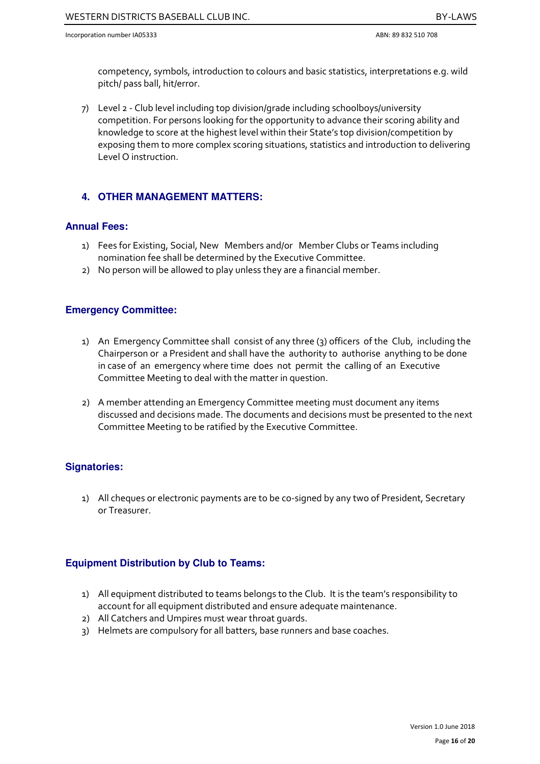competency, symbols, introduction to colours and basic statistics, interpretations e.g. wild pitch/ pass ball, hit/error.

7) Level 2 - Club level including top division/grade including schoolboys/university competition. For persons looking for the opportunity to advance their scoring ability and knowledge to score at the highest level within their State's top division/competition by exposing them to more complex scoring situations, statistics and introduction to delivering Level O instruction.

## 4. OTHER MANAGEMENT MATTERS:

### Annual Fees:

1) Fees for Existing, Social, New Members and/or Member Clubs or Teams including nomination fee shall be determined by the Executive Committee.
2) No person will be allowed to play unless they are a financial member.

### Emergency Committee:

1) An Emergency Committee shall consist of any three (3) officers of the Club, including the Chairperson or a President and shall have the authority to authorise anything to be done in case of an emergency where time does not permit the calling of an Executive Committee Meeting to deal with the matter in question.

2) A member attending an Emergency Committee meeting must document any items discussed and decisions made. The documents and decisions must be presented to the next Committee Meeting to be ratified by the Executive Committee.

### Signatories:

1) All cheques or electronic payments are to be co-signed by any two of President, Secretary or Treasurer.

### Equipment Distribution by Club to Teams:

1) All equipment distributed to teams belongs to the Club. It is the team's responsibility to account for all equipment distributed and ensure adequate maintenance.
2) All Catchers and Umpires must wear throat guards.
3) Helmets are compulsory for all batters, base runners and base coaches.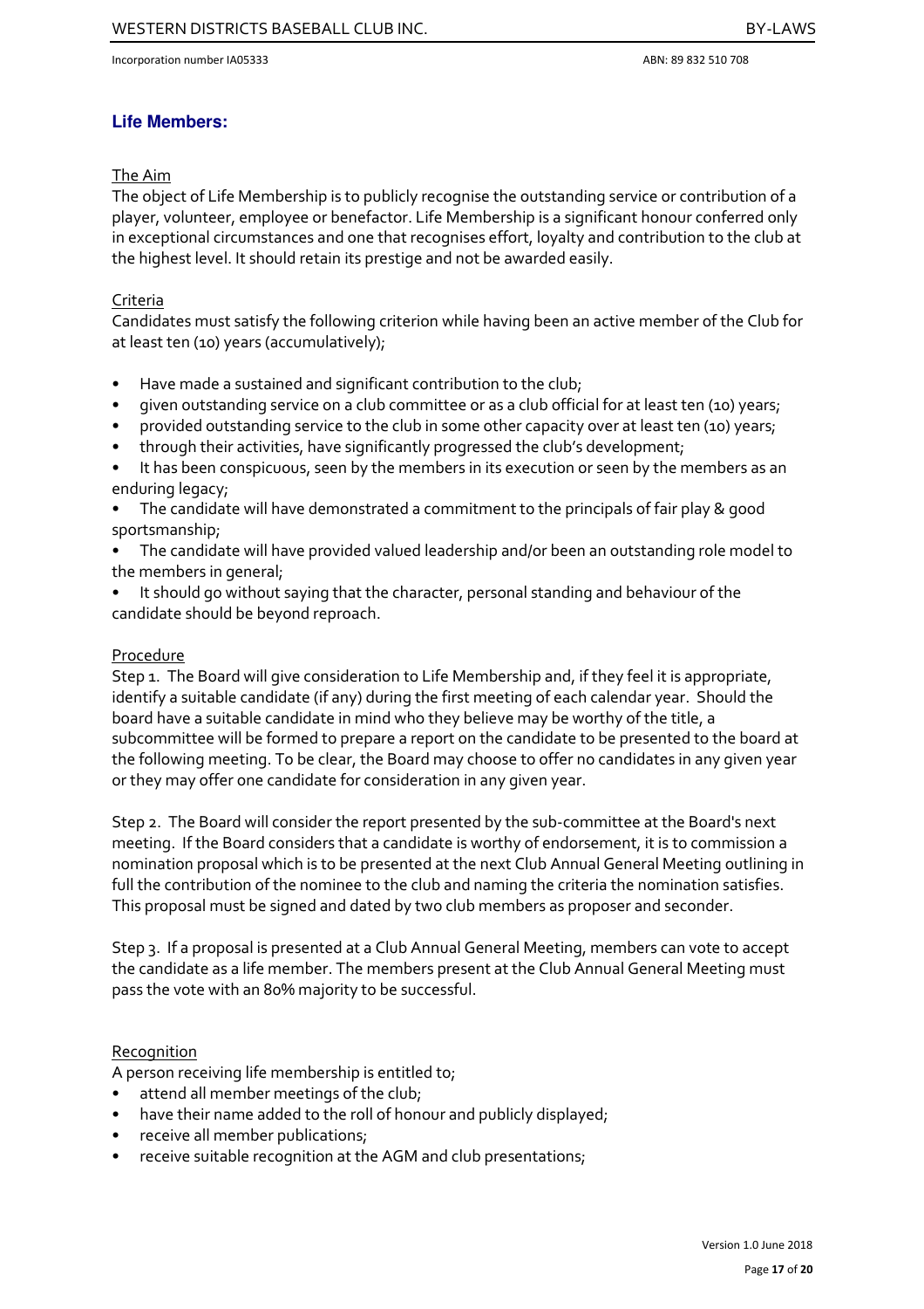## Life Members:

The Aim

The object of Life Membership is to publicly recognise the outstanding service or contribution of a player, volunteer, employee or benefactor. Life Membership is a significant honour conferred only in exceptional circumstances and one that recognises effort, loyalty and contribution to the club at the highest level. It should retain its prestige and not be awarded easily.

Criteria

Candidates must satisfy the following criterion while having been an active member of the Club for at least ten (10) years (accumulatively);

- Have made a sustained and significant contribution to the club;
- given outstanding service on a club committee or as a club official for at least ten (10) years;
- provided outstanding service to the club in some other capacity over at least ten (10) years;
- through their activities, have significantly progressed the club's development;
- It has been conspicuous, seen by the members in its execution or seen by the members as an enduring legacy;
- The candidate will have demonstrated a commitment to the principals of fair play & good sportsmanship;
- The candidate will have provided valued leadership and/or been an outstanding role model to the members in general;
- It should go without saying that the character, personal standing and behaviour of the candidate should be beyond reproach.

Procedure

Step 1. The Board will give consideration to Life Membership and, if they feel it is appropriate, identify a suitable candidate (if any) during the first meeting of each calendar year. Should the board have a suitable candidate in mind who they believe may be worthy of the title, a subcommittee will be formed to prepare a report on the candidate to be presented to the board at the following meeting. To be clear, the Board may choose to offer no candidates in any given year or they may offer one candidate for consideration in any given year.

Step 2. The Board will consider the report presented by the sub-committee at the Board's next meeting. If the Board considers that a candidate is worthy of endorsement, it is to commission a nomination proposal which is to be presented at the next Club Annual General Meeting outlining in full the contribution of the nominee to the club and naming the criteria the nomination satisfies. This proposal must be signed and dated by two club members as proposer and seconder.

Step 3. If a proposal is presented at a Club Annual General Meeting, members can vote to accept the candidate as a life member. The members present at the Club Annual General Meeting must pass the vote with an 80% majority to be successful.

Recognition

A person receiving life membership is entitled to;

- attend all member meetings of the club;
- have their name added to the roll of honour and publicly displayed;
- receive all member publications;
- receive suitable recognition at the AGM and club presentations;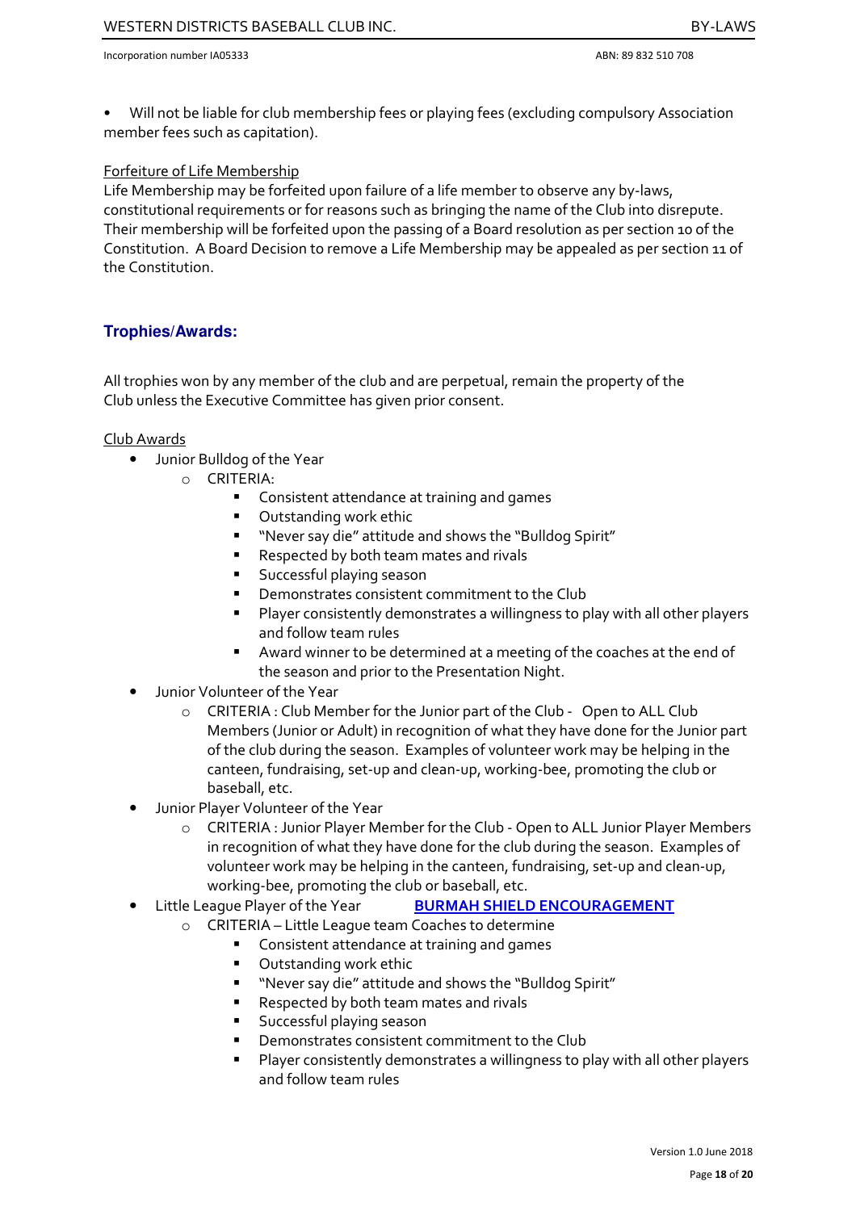- Will not be liable for club membership fees or playing fees (excluding compulsory Association member fees such as capitation).

Forfeiture of Life Membership

Life Membership may be forfeited upon failure of a life member to observe any by-laws, constitutional requirements or for reasons such as bringing the name of the Club into disrepute. Their membership will be forfeited upon the passing of a Board resolution as per section 10 of the Constitution. A Board Decision to remove a Life Membership may be appealed as per section 11 of the Constitution.

## Trophies/Awards:

All trophies won by any member of the club and are perpetual, remain the property of the Club unless the Executive Committee has given prior consent.

Club Awards

- Junior Bulldog of the Year
  - CRITERIA:
    - Consistent attendance at training and games
    - Outstanding work ethic
    - "Never say die" attitude and shows the "Bulldog Spirit"
    - Respected by both team mates and rivals
    - Successful playing season
    - Demonstrates consistent commitment to the Club
    - Player consistently demonstrates a willingness to play with all other players and follow team rules
    - Award winner to be determined at a meeting of the coaches at the end of the season and prior to the Presentation Night.
- Junior Volunteer of the Year
  - CRITERIA : Club Member for the Junior part of the Club - Open to ALL Club Members (Junior or Adult) in recognition of what they have done for the Junior part of the club during the season. Examples of volunteer work may be helping in the canteen, fundraising, set-up and clean-up, working-bee, promoting the club or baseball, etc.
- Junior Player Volunteer of the Year
  - CRITERIA : Junior Player Member for the Club - Open to ALL Junior Player Members in recognition of what they have done for the club during the season. Examples of volunteer work may be helping in the canteen, fundraising, set-up and clean-up, working-bee, promoting the club or baseball, etc.
- Little League Player of the Year **BURMAH SHIELD ENCOURAGEMENT**
  - CRITERIA – Little League team Coaches to determine
    - Consistent attendance at training and games
    - Outstanding work ethic
    - "Never say die" attitude and shows the "Bulldog Spirit"
    - Respected by both team mates and rivals
    - Successful playing season
    - Demonstrates consistent commitment to the Club
    - Player consistently demonstrates a willingness to play with all other players and follow team rules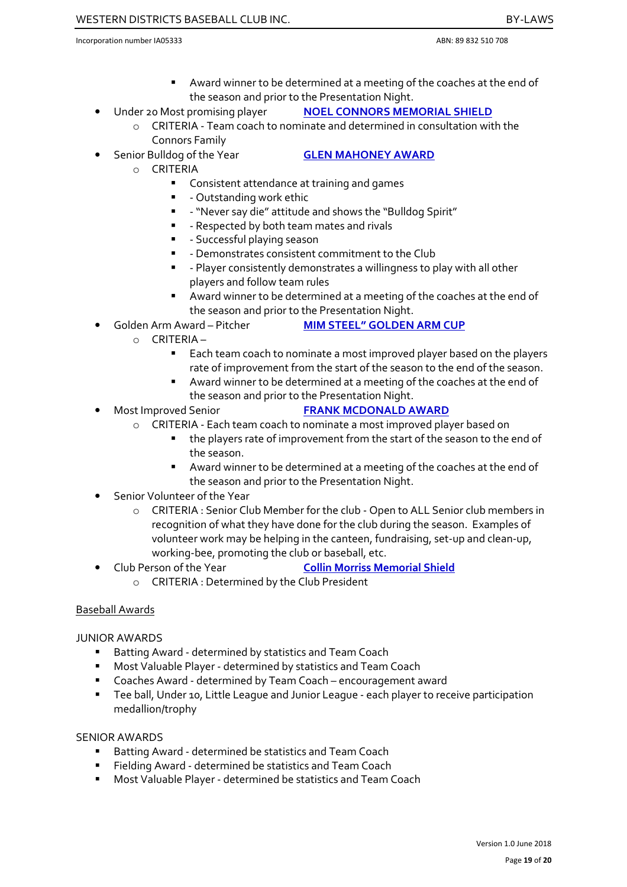- Award winner to be determined at a meeting of the coaches at the end of the season and prior to the Presentation Night.
- Under 20 Most promising player **NOEL CONNORS MEMORIAL SHIELD**
    - CRITERIA - Team coach to nominate and determined in consultation with the Connors Family
- Senior Bulldog of the Year **GLEN MAHONEY AWARD**
    - CRITERIA
        - Consistent attendance at training and games
        - - Outstanding work ethic
        - - "Never say die" attitude and shows the "Bulldog Spirit"
        - - Respected by both team mates and rivals
        - - Successful playing season
        - - Demonstrates consistent commitment to the Club
        - - Player consistently demonstrates a willingness to play with all other players and follow team rules
        - Award winner to be determined at a meeting of the coaches at the end of the season and prior to the Presentation Night.
- Golden Arm Award – Pitcher **MIM STEEL" GOLDEN ARM CUP**
    - CRITERIA –
        - Each team coach to nominate a most improved player based on the players rate of improvement from the start of the season to the end of the season.
        - Award winner to be determined at a meeting of the coaches at the end of the season and prior to the Presentation Night.
- Most Improved Senior **FRANK MCDONALD AWARD**
    - CRITERIA - Each team coach to nominate a most improved player based on
        - the players rate of improvement from the start of the season to the end of the season.
        - Award winner to be determined at a meeting of the coaches at the end of the season and prior to the Presentation Night.
- Senior Volunteer of the Year
    - CRITERIA : Senior Club Member for the club - Open to ALL Senior club members in recognition of what they have done for the club during the season. Examples of volunteer work may be helping in the canteen, fundraising, set-up and clean-up, working-bee, promoting the club or baseball, etc.
- Club Person of the Year **Collin Morriss Memorial Shield**
    - CRITERIA : Determined by the Club President

Baseball Awards

JUNIOR AWARDS

- Batting Award - determined by statistics and Team Coach
- Most Valuable Player - determined by statistics and Team Coach
- Coaches Award - determined by Team Coach – encouragement award
- Tee ball, Under 10, Little League and Junior League - each player to receive participation medallion/trophy

SENIOR AWARDS

- Batting Award - determined be statistics and Team Coach
- Fielding Award - determined be statistics and Team Coach
- Most Valuable Player - determined be statistics and Team Coach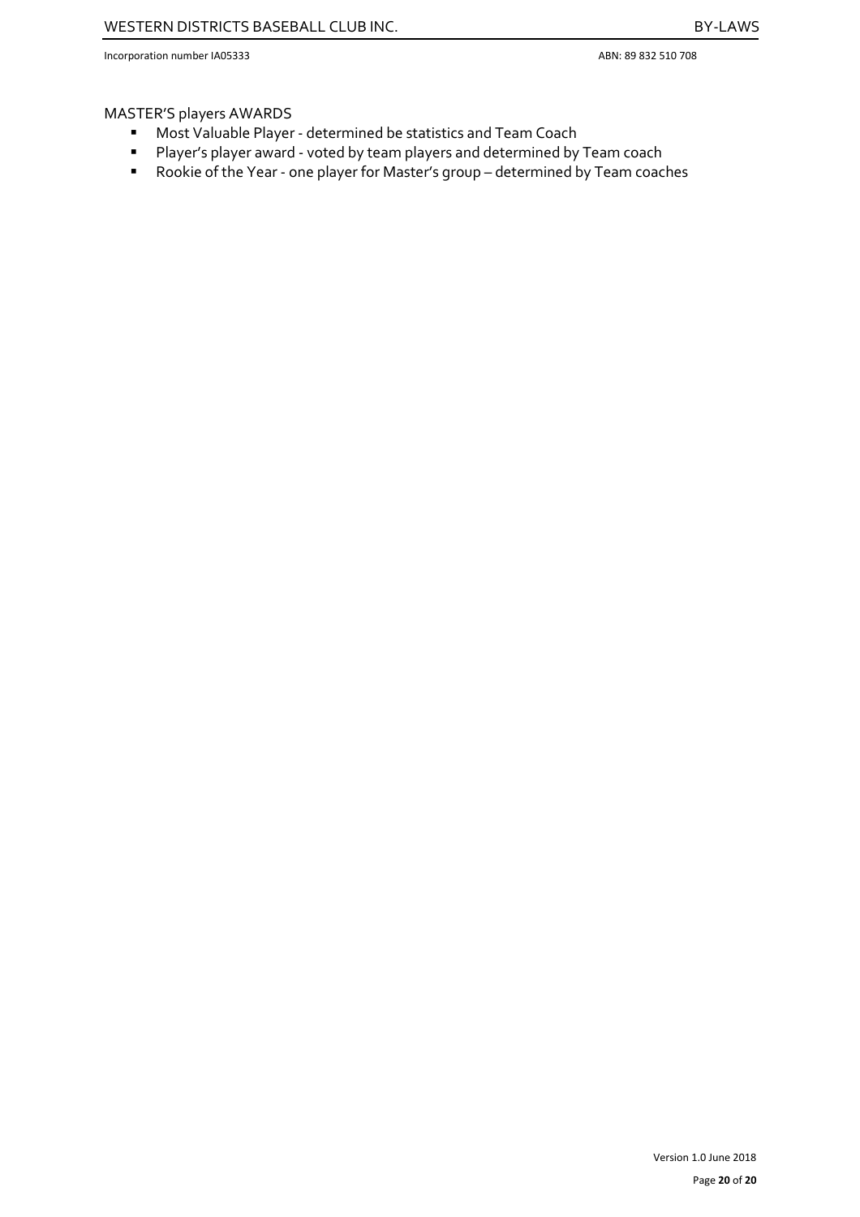MASTER'S players AWARDS

- Most Valuable Player - determined be statistics and Team Coach
- Player's player award - voted by team players and determined by Team coach
- Rookie of the Year - one player for Master's group – determined by Team coaches